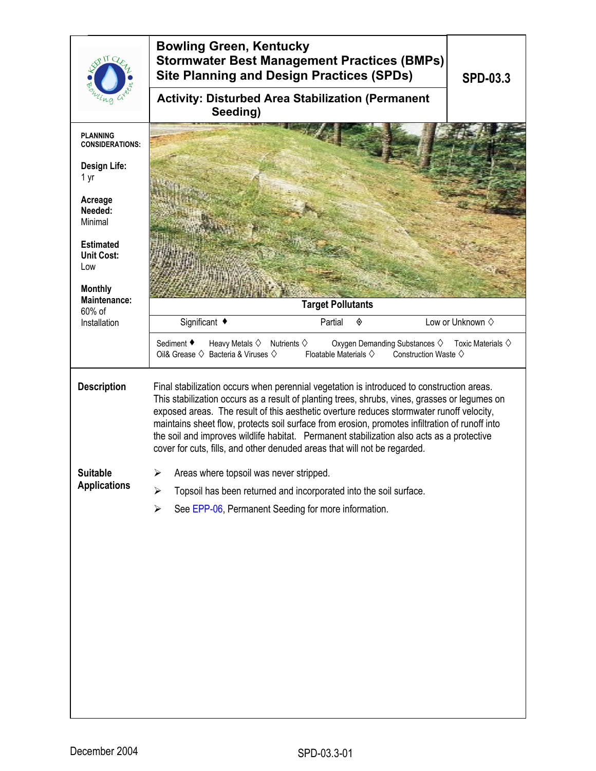# Bowling Green, Kentucky
# Stormwater Best Management Practices (BMPs)
# Site Planning and Design Practices (SPDs)

**SPD-03.3**

## Activity: Disturbed Area Stabilization (Permanent Seeding)

**PLANNING CONSIDERATIONS:**

**Design Life:**
1 yr

**Acreage Needed:**
Minimal

**Estimated Unit Cost:**
Low

**Monthly Maintenance:**
60% of Installation

**Target Pollutants**

Significant ♦ Partial ◈ Low or Unknown ◊

Sediment ♦ Heavy Metals ◊ Nutrients ◊ Oxygen Demanding Substances ◊ Toxic Materials ◊
Oil& Grease ◊ Bacteria & Viruses ◊ Floatable Materials ◊ Construction Waste ◊

**Description**

Final stabilization occurs when perennial vegetation is introduced to construction areas. This stabilization occurs as a result of planting trees, shrubs, vines, grasses or legumes on exposed areas. The result of this aesthetic overture reduces stormwater runoff velocity, maintains sheet flow, protects soil surface from erosion, promotes infiltration of runoff into the soil and improves wildlife habitat. Permanent stabilization also acts as a protective cover for cuts, fills, and other denuded areas that will not be regarded.

**Suitable Applications**

- Areas where topsoil was never stripped.
- Topsoil has been returned and incorporated into the soil surface.
- See EPP-06, Permanent Seeding for more information.

December 2004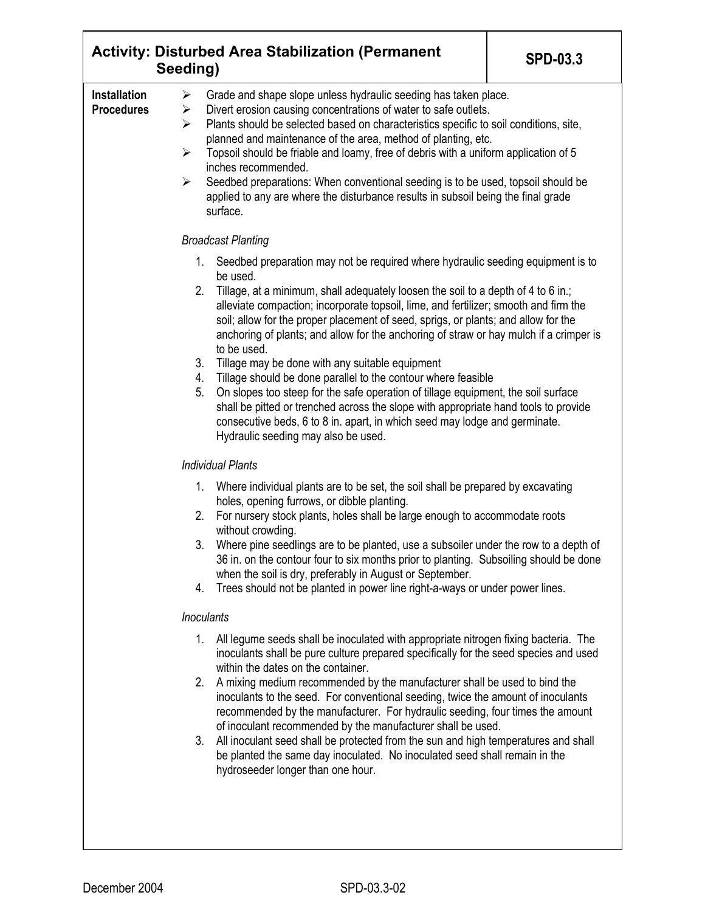| Activity: Disturbed Area Stabilization (Permanent Seeding) | SPD-03.3 |
|---|---|

**Installation Procedures**

- Grade and shape slope unless hydraulic seeding has taken place.
- Divert erosion causing concentrations of water to safe outlets.
- Plants should be selected based on characteristics specific to soil conditions, site, planned and maintenance of the area, method of planting, etc.
- Topsoil should be friable and loamy, free of debris with a uniform application of 5 inches recommended.
- Seedbed preparations: When conventional seeding is to be used, topsoil should be applied to any are where the disturbance results in subsoil being the final grade surface.

*Broadcast Planting*

1. Seedbed preparation may not be required where hydraulic seeding equipment is to be used.
2. Tillage, at a minimum, shall adequately loosen the soil to a depth of 4 to 6 in.; alleviate compaction; incorporate topsoil, lime, and fertilizer; smooth and firm the soil; allow for the proper placement of seed, sprigs, or plants; and allow for the anchoring of plants; and allow for the anchoring of straw or hay mulch if a crimper is to be used.
3. Tillage may be done with any suitable equipment
4. Tillage should be done parallel to the contour where feasible
5. On slopes too steep for the safe operation of tillage equipment, the soil surface shall be pitted or trenched across the slope with appropriate hand tools to provide consecutive beds, 6 to 8 in. apart, in which seed may lodge and germinate. Hydraulic seeding may also be used.

*Individual Plants*

1. Where individual plants are to be set, the soil shall be prepared by excavating holes, opening furrows, or dibble planting.
2. For nursery stock plants, holes shall be large enough to accommodate roots without crowding.
3. Where pine seedlings are to be planted, use a subsoiler under the row to a depth of 36 in. on the contour four to six months prior to planting. Subsoiling should be done when the soil is dry, preferably in August or September.
4. Trees should not be planted in power line right-a-ways or under power lines.

*Inoculants*

1. All legume seeds shall be inoculated with appropriate nitrogen fixing bacteria. The inoculants shall be pure culture prepared specifically for the seed species and used within the dates on the container.
2. A mixing medium recommended by the manufacturer shall be used to bind the inoculants to the seed. For conventional seeding, twice the amount of inoculants recommended by the manufacturer. For hydraulic seeding, four times the amount of inoculant recommended by the manufacturer shall be used.
3. All inoculant seed shall be protected from the sun and high temperatures and shall be planted the same day inoculated. No inoculated seed shall remain in the hydroseeder longer than one hour.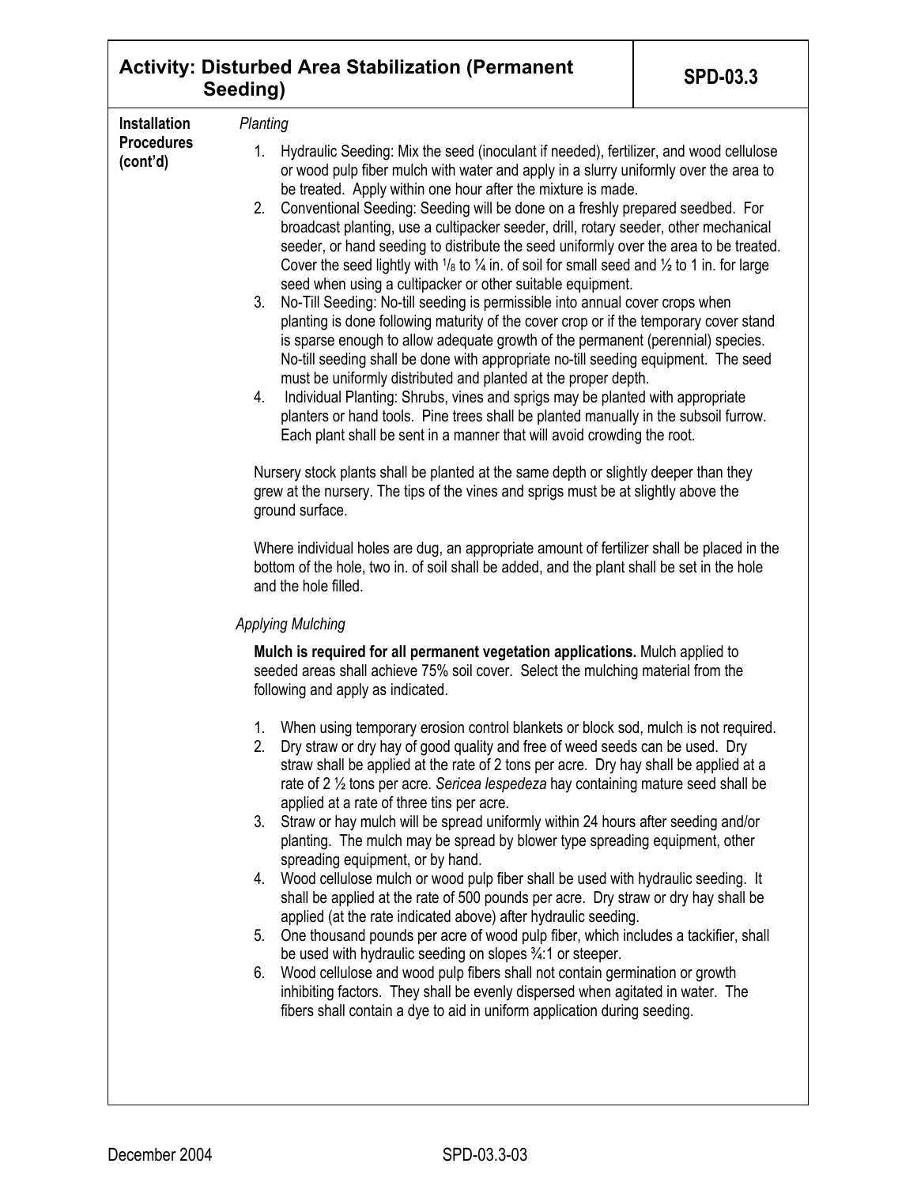## Activity: Disturbed Area Stabilization (Permanent Seeding) — SPD-03.3

**Installation Procedures (cont'd)**

*Planting*

1. Hydraulic Seeding: Mix the seed (inoculant if needed), fertilizer, and wood cellulose or wood pulp fiber mulch with water and apply in a slurry uniformly over the area to be treated. Apply within one hour after the mixture is made.
2. Conventional Seeding: Seeding will be done on a freshly prepared seedbed. For broadcast planting, use a cultipacker seeder, drill, rotary seeder, other mechanical seeder, or hand seeding to distribute the seed uniformly over the area to be treated. Cover the seed lightly with $^1/_8$ to ¼ in. of soil for small seed and ½ to 1 in. for large seed when using a cultipacker or other suitable equipment.
3. No-Till Seeding: No-till seeding is permissible into annual cover crops when planting is done following maturity of the cover crop or if the temporary cover stand is sparse enough to allow adequate growth of the permanent (perennial) species. No-till seeding shall be done with appropriate no-till seeding equipment. The seed must be uniformly distributed and planted at the proper depth.
4. Individual Planting: Shrubs, vines and sprigs may be planted with appropriate planters or hand tools. Pine trees shall be planted manually in the subsoil furrow. Each plant shall be sent in a manner that will avoid crowding the root.

Nursery stock plants shall be planted at the same depth or slightly deeper than they grew at the nursery. The tips of the vines and sprigs must be at slightly above the ground surface.

Where individual holes are dug, an appropriate amount of fertilizer shall be placed in the bottom of the hole, two in. of soil shall be added, and the plant shall be set in the hole and the hole filled.

*Applying Mulching*

**Mulch is required for all permanent vegetation applications.** Mulch applied to seeded areas shall achieve 75% soil cover. Select the mulching material from the following and apply as indicated.

1. When using temporary erosion control blankets or block sod, mulch is not required.
2. Dry straw or dry hay of good quality and free of weed seeds can be used. Dry straw shall be applied at the rate of 2 tons per acre. Dry hay shall be applied at a rate of 2 ½ tons per acre. *Sericea lespedeza* hay containing mature seed shall be applied at a rate of three tins per acre.
3. Straw or hay mulch will be spread uniformly within 24 hours after seeding and/or planting. The mulch may be spread by blower type spreading equipment, other spreading equipment, or by hand.
4. Wood cellulose mulch or wood pulp fiber shall be used with hydraulic seeding. It shall be applied at the rate of 500 pounds per acre. Dry straw or dry hay shall be applied (at the rate indicated above) after hydraulic seeding.
5. One thousand pounds per acre of wood pulp fiber, which includes a tackifier, shall be used with hydraulic seeding on slopes ¾:1 or steeper.
6. Wood cellulose and wood pulp fibers shall not contain germination or growth inhibiting factors. They shall be evenly dispersed when agitated in water. The fibers shall contain a dye to aid in uniform application during seeding.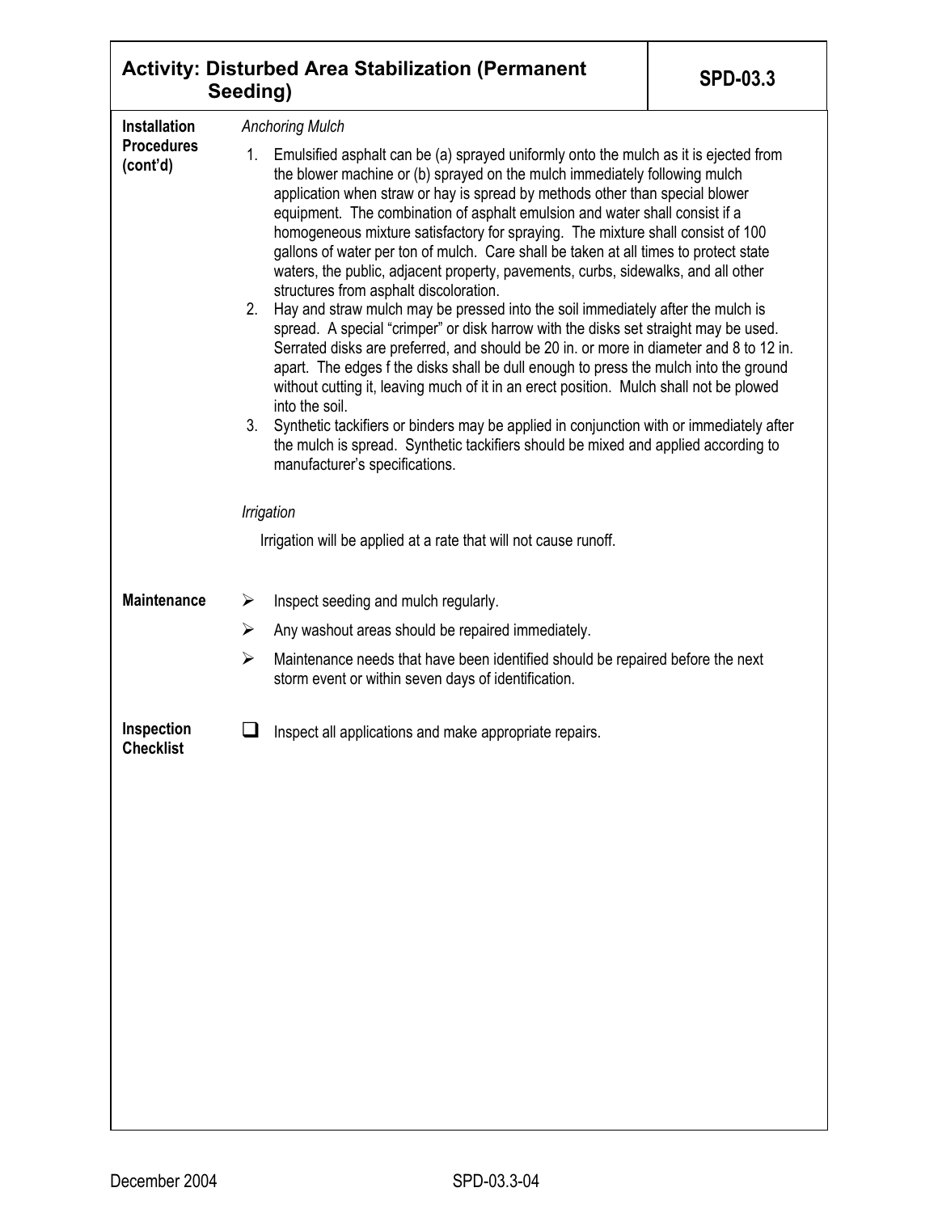## Activity: Disturbed Area Stabilization (Permanent Seeding) — SPD-03.3

**Installation Procedures (cont'd)**

*Anchoring Mulch*

1. Emulsified asphalt can be (a) sprayed uniformly onto the mulch as it is ejected from the blower machine or (b) sprayed on the mulch immediately following mulch application when straw or hay is spread by methods other than special blower equipment. The combination of asphalt emulsion and water shall consist if a homogeneous mixture satisfactory for spraying. The mixture shall consist of 100 gallons of water per ton of mulch. Care shall be taken at all times to protect state waters, the public, adjacent property, pavements, curbs, sidewalks, and all other structures from asphalt discoloration.
2. Hay and straw mulch may be pressed into the soil immediately after the mulch is spread. A special "crimper" or disk harrow with the disks set straight may be used. Serrated disks are preferred, and should be 20 in. or more in diameter and 8 to 12 in. apart. The edges f the disks shall be dull enough to press the mulch into the ground without cutting it, leaving much of it in an erect position. Mulch shall not be plowed into the soil.
3. Synthetic tackifiers or binders may be applied in conjunction with or immediately after the mulch is spread. Synthetic tackifiers should be mixed and applied according to manufacturer's specifications.

*Irrigation*

Irrigation will be applied at a rate that will not cause runoff.

**Maintenance**

- Inspect seeding and mulch regularly.
- Any washout areas should be repaired immediately.
- Maintenance needs that have been identified should be repaired before the next storm event or within seven days of identification.

**Inspection Checklist**

- [ ] Inspect all applications and make appropriate repairs.